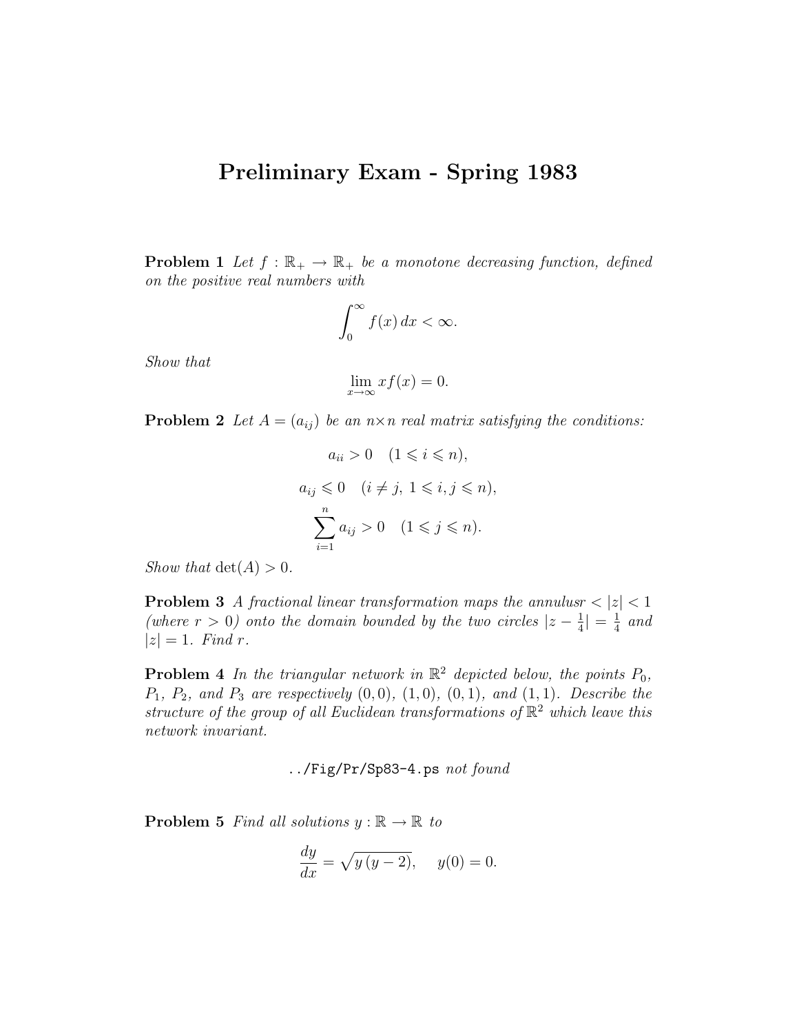# Preliminary Exam - Spring 1983

**Problem 1** *Let $f : \mathbb{R}_+ \to \mathbb{R}_+$ be a monotone decreasing function, defined on the positive real numbers with*

$$\int_0^\infty f(x)\,dx < \infty.$$

*Show that*

$$\lim_{x\to\infty} xf(x) = 0.$$

**Problem 2** *Let $A = (a_{ij})$ be an $n \times n$ real matrix satisfying the conditions:*

$$a_{ii} > 0 \quad (1 \leqslant i \leqslant n),$$

$$a_{ij} \leqslant 0 \quad (i \neq j,\ 1 \leqslant i, j \leqslant n),$$

$$\sum_{i=1}^{n} a_{ij} > 0 \quad (1 \leqslant j \leqslant n).$$

*Show that* $\det(A) > 0$.

**Problem 3** *A fractional linear transformation maps the annulus$r < |z| < 1$ (where $r > 0$) onto the domain bounded by the two circles $|z - \frac{1}{4}| = \frac{1}{4}$ and $|z| = 1$. Find $r$.*

**Problem 4** *In the triangular network in $\mathbb{R}^2$ depicted below, the points $P_0$, $P_1$, $P_2$, and $P_3$ are respectively $(0,0)$, $(1,0)$, $(0,1)$, and $(1,1)$. Describe the structure of the group of all Euclidean transformations of $\mathbb{R}^2$ which leave this network invariant.*

../Fig/Pr/Sp83-4.ps *not found*

**Problem 5** *Find all solutions $y : \mathbb{R} \to \mathbb{R}$ to*

$$\frac{dy}{dx} = \sqrt{y\,(y-2)}, \quad y(0) = 0.$$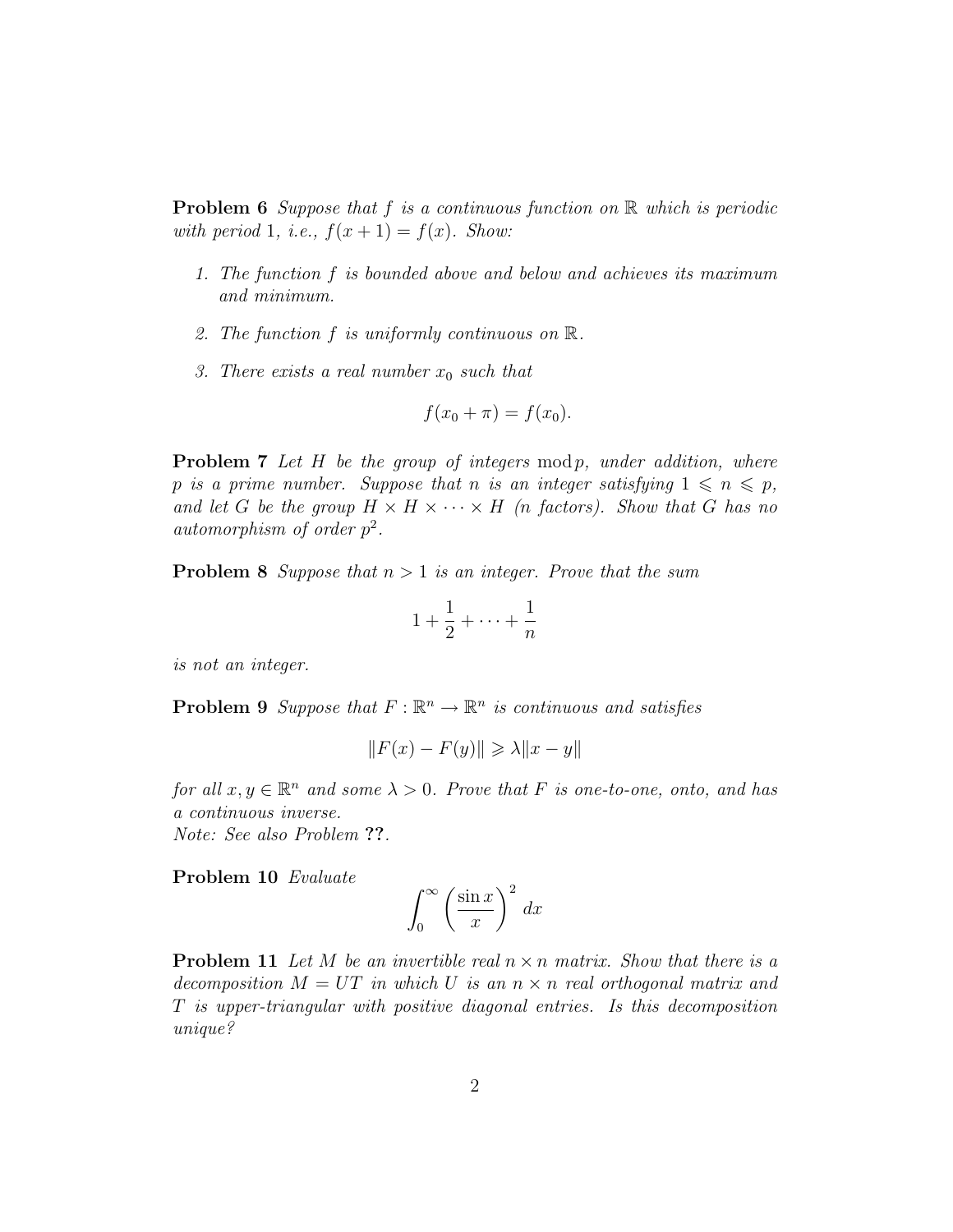**Problem 6** *Suppose that $f$ is a continuous function on $\mathbb{R}$ which is periodic with period 1, i.e., $f(x+1) = f(x)$. Show:*

1. *The function $f$ is bounded above and below and achieves its maximum and minimum.*
2. *The function $f$ is uniformly continuous on $\mathbb{R}$.*
3. *There exists a real number $x_0$ such that*

$$f(x_0 + \pi) = f(x_0).$$

**Problem 7** *Let $H$ be the group of integers $\bmod p$, under addition, where $p$ is a prime number. Suppose that $n$ is an integer satisfying $1 \leqslant n \leqslant p$, and let $G$ be the group $H \times H \times \cdots \times H$ ($n$ factors). Show that $G$ has no automorphism of order $p^2$.*

**Problem 8** *Suppose that $n > 1$ is an integer. Prove that the sum*

$$1 + \frac{1}{2} + \cdots + \frac{1}{n}$$

*is not an integer.*

**Problem 9** *Suppose that $F : \mathbb{R}^n \to \mathbb{R}^n$ is continuous and satisfies*

$$\|F(x) - F(y)\| \geqslant \lambda \|x - y\|$$

*for all $x, y \in \mathbb{R}^n$ and some $\lambda > 0$. Prove that $F$ is one-to-one, onto, and has a continuous inverse.*
*Note: See also Problem* **??**.

**Problem 10** *Evaluate*

$$\int_0^\infty \left(\frac{\sin x}{x}\right)^2 dx$$

**Problem 11** *Let $M$ be an invertible real $n \times n$ matrix. Show that there is a decomposition $M = UT$ in which $U$ is an $n \times n$ real orthogonal matrix and $T$ is upper-triangular with positive diagonal entries. Is this decomposition unique?*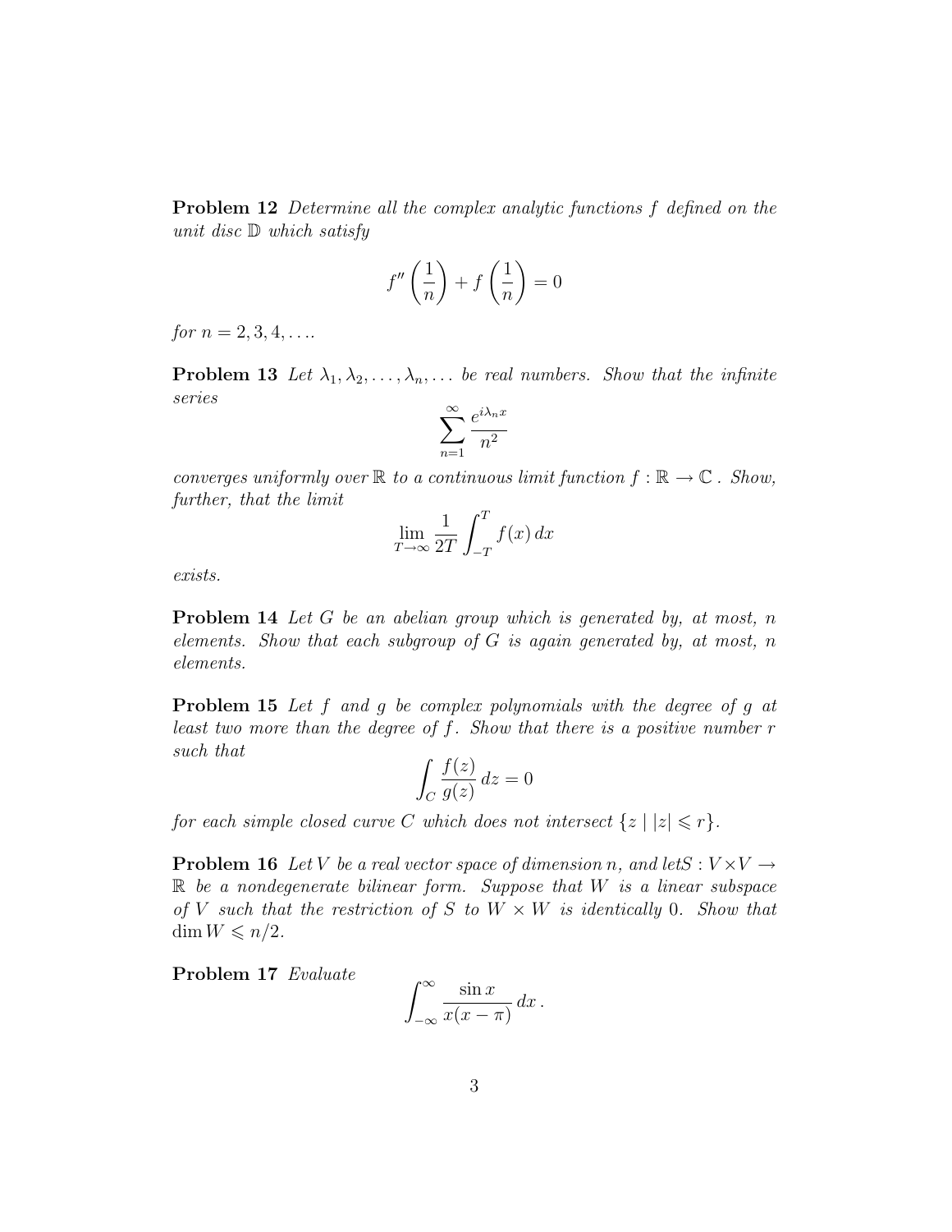**Problem 12** *Determine all the complex analytic functions $f$ defined on the unit disc $\mathbb{D}$ which satisfy*

$$f''\left(\frac{1}{n}\right) + f\left(\frac{1}{n}\right) = 0$$

*for $n = 2, 3, 4, \ldots$.*

**Problem 13** *Let $\lambda_1, \lambda_2, \ldots, \lambda_n, \ldots$ be real numbers. Show that the infinite series*

$$\sum_{n=1}^{\infty} \frac{e^{i\lambda_n x}}{n^2}$$

*converges uniformly over $\mathbb{R}$ to a continuous limit function $f : \mathbb{R} \to \mathbb{C}$ . Show, further, that the limit*

$$\lim_{T\to\infty} \frac{1}{2T} \int_{-T}^{T} f(x)\, dx$$

*exists.*

**Problem 14** *Let $G$ be an abelian group which is generated by, at most, $n$ elements. Show that each subgroup of $G$ is again generated by, at most, $n$ elements.*

**Problem 15** *Let $f$ and $g$ be complex polynomials with the degree of $g$ at least two more than the degree of $f$. Show that there is a positive number $r$ such that*

$$\int_C \frac{f(z)}{g(z)}\, dz = 0$$

*for each simple closed curve $C$ which does not intersect $\{z \mid |z| \leqslant r\}$.*

**Problem 16** *Let $V$ be a real vector space of dimension $n$, and let $S : V \times V \to \mathbb{R}$ be a nondegenerate bilinear form. Suppose that $W$ is a linear subspace of $V$ such that the restriction of $S$ to $W \times W$ is identically $0$. Show that $\dim W \leqslant n/2$.*

**Problem 17** *Evaluate*

$$\int_{-\infty}^{\infty} \frac{\sin x}{x(x-\pi)}\, dx\,.$$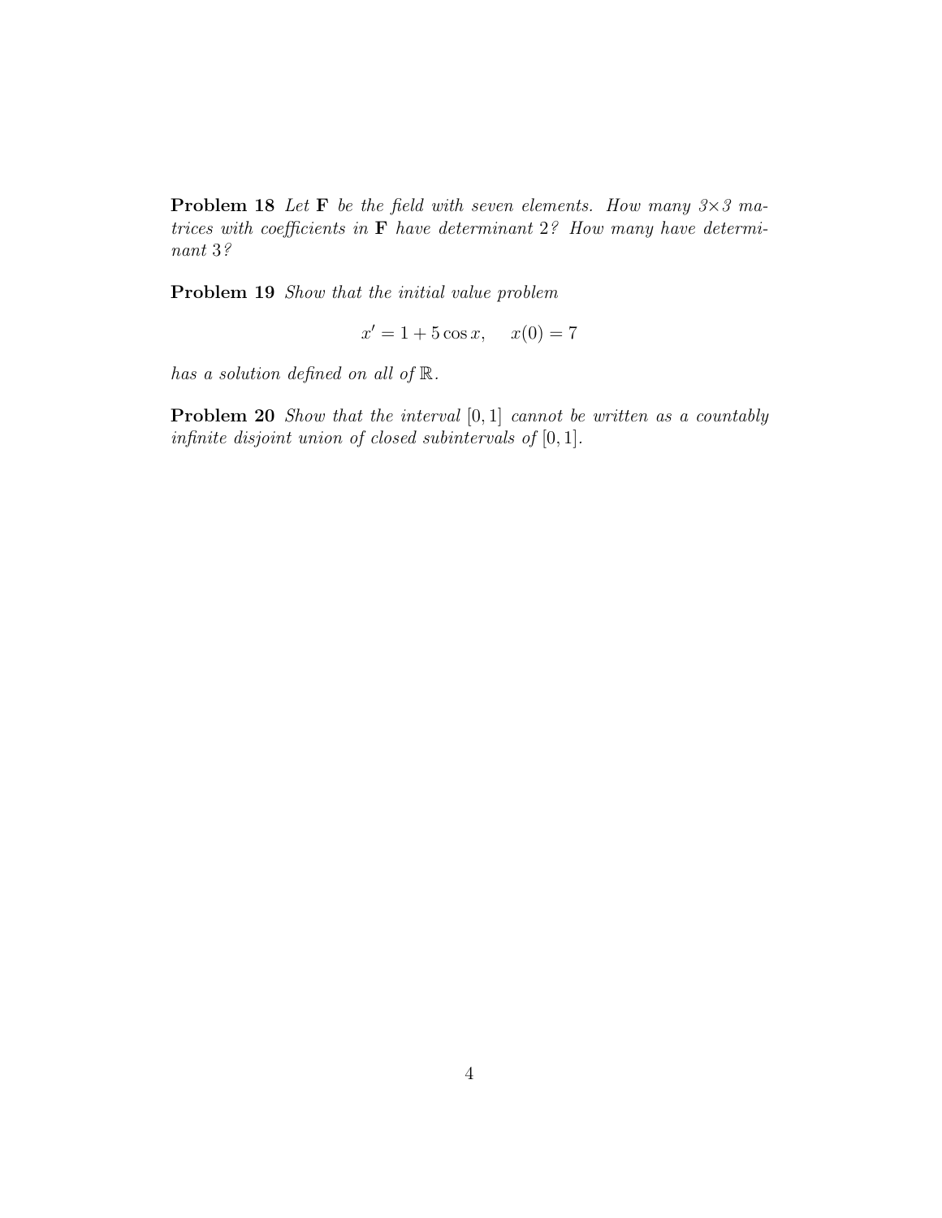**Problem 18** *Let* $\mathbf{F}$ *be the field with seven elements. How many* $3 \times 3$ *matrices with coefficients in* $\mathbf{F}$ *have determinant* $2$*? How many have determinant* $3$*?*

**Problem 19** *Show that the initial value problem*

$$x' = 1 + 5\cos x, \quad x(0) = 7$$

*has a solution defined on all of* $\mathbb{R}$*.*

**Problem 20** *Show that the interval* $[0, 1]$ *cannot be written as a countably infinite disjoint union of closed subintervals of* $[0, 1]$*.*